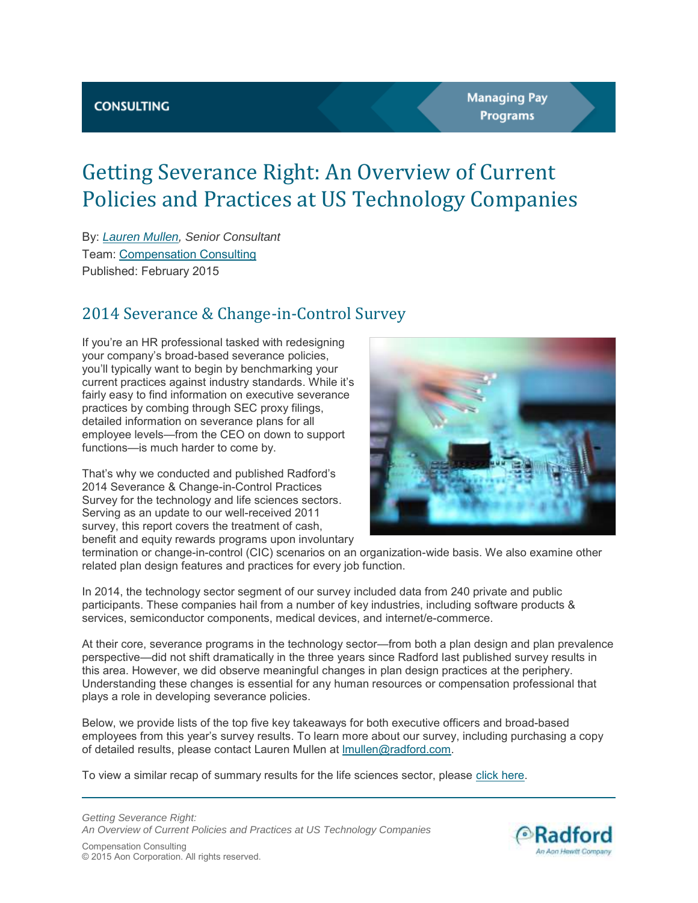CONSULTING

Managing Pay Programs

# Getting Severance Right: An Overview of Current Policies and Practices at US Technology Companies

By: *Lauren Mullen, Senior Consultant*
Team: Compensation Consulting
Published: February 2015

## 2014 Severance & Change-in-Control Survey

If you're an HR professional tasked with redesigning your company's broad-based severance policies, you'll typically want to begin by benchmarking your current practices against industry standards. While it's fairly easy to find information on executive severance practices by combing through SEC proxy filings, detailed information on severance plans for all employee levels—from the CEO on down to support functions—is much harder to come by.

That's why we conducted and published Radford's 2014 Severance & Change-in-Control Practices Survey for the technology and life sciences sectors. Serving as an update to our well-received 2011 survey, this report covers the treatment of cash, benefit and equity rewards programs upon involuntary termination or change-in-control (CIC) scenarios on an organization-wide basis. We also examine other related plan design features and practices for every job function.

In 2014, the technology sector segment of our survey included data from 240 private and public participants. These companies hail from a number of key industries, including software products & services, semiconductor components, medical devices, and internet/e-commerce.

At their core, severance programs in the technology sector—from both a plan design and plan prevalence perspective—did not shift dramatically in the three years since Radford last published survey results in this area. However, we did observe meaningful changes in plan design practices at the periphery. Understanding these changes is essential for any human resources or compensation professional that plays a role in developing severance policies.

Below, we provide lists of the top five key takeaways for both executive officers and broad-based employees from this year's survey results. To learn more about our survey, including purchasing a copy of detailed results, please contact Lauren Mullen at lmullen@radford.com.

To view a similar recap of summary results for the life sciences sector, please click here.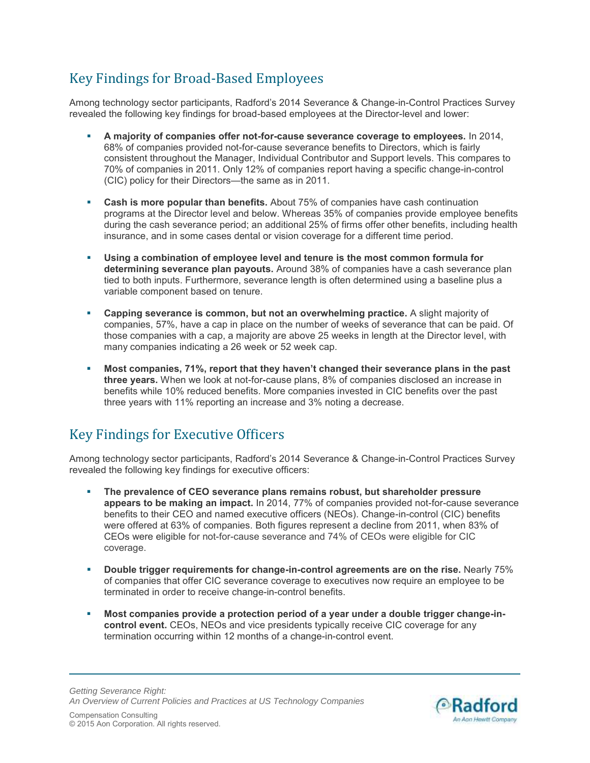## Key Findings for Broad-Based Employees

Among technology sector participants, Radford's 2014 Severance & Change-in-Control Practices Survey revealed the following key findings for broad-based employees at the Director-level and lower:

- **A majority of companies offer not-for-cause severance coverage to employees.** In 2014, 68% of companies provided not-for-cause severance benefits to Directors, which is fairly consistent throughout the Manager, Individual Contributor and Support levels. This compares to 70% of companies in 2011. Only 12% of companies report having a specific change-in-control (CIC) policy for their Directors—the same as in 2011.

- **Cash is more popular than benefits.** About 75% of companies have cash continuation programs at the Director level and below. Whereas 35% of companies provide employee benefits during the cash severance period; an additional 25% of firms offer other benefits, including health insurance, and in some cases dental or vision coverage for a different time period.

- **Using a combination of employee level and tenure is the most common formula for determining severance plan payouts.** Around 38% of companies have a cash severance plan tied to both inputs. Furthermore, severance length is often determined using a baseline plus a variable component based on tenure.

- **Capping severance is common, but not an overwhelming practice.** A slight majority of companies, 57%, have a cap in place on the number of weeks of severance that can be paid. Of those companies with a cap, a majority are above 25 weeks in length at the Director level, with many companies indicating a 26 week or 52 week cap.

- **Most companies, 71%, report that they haven't changed their severance plans in the past three years.** When we look at not-for-cause plans, 8% of companies disclosed an increase in benefits while 10% reduced benefits. More companies invested in CIC benefits over the past three years with 11% reporting an increase and 3% noting a decrease.

## Key Findings for Executive Officers

Among technology sector participants, Radford's 2014 Severance & Change-in-Control Practices Survey revealed the following key findings for executive officers:

- **The prevalence of CEO severance plans remains robust, but shareholder pressure appears to be making an impact.** In 2014, 77% of companies provided not-for-cause severance benefits to their CEO and named executive officers (NEOs). Change-in-control (CIC) benefits were offered at 63% of companies. Both figures represent a decline from 2011, when 83% of CEOs were eligible for not-for-cause severance and 74% of CEOs were eligible for CIC coverage.

- **Double trigger requirements for change-in-control agreements are on the rise.** Nearly 75% of companies that offer CIC severance coverage to executives now require an employee to be terminated in order to receive change-in-control benefits.

- **Most companies provide a protection period of a year under a double trigger change-in-control event.** CEOs, NEOs and vice presidents typically receive CIC coverage for any termination occurring within 12 months of a change-in-control event.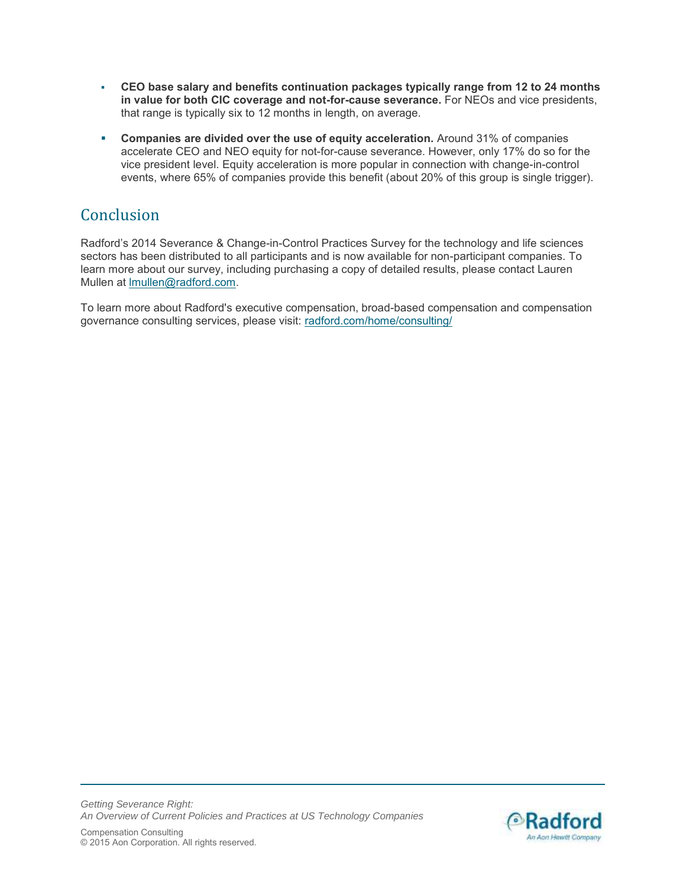- **CEO base salary and benefits continuation packages typically range from 12 to 24 months in value for both CIC coverage and not-for-cause severance.** For NEOs and vice presidents, that range is typically six to 12 months in length, on average.
- **Companies are divided over the use of equity acceleration.** Around 31% of companies accelerate CEO and NEO equity for not-for-cause severance. However, only 17% do so for the vice president level. Equity acceleration is more popular in connection with change-in-control events, where 65% of companies provide this benefit (about 20% of this group is single trigger).

## Conclusion

Radford's 2014 Severance & Change-in-Control Practices Survey for the technology and life sciences sectors has been distributed to all participants and is now available for non-participant companies. To learn more about our survey, including purchasing a copy of detailed results, please contact Lauren Mullen at lmullen@radford.com.

To learn more about Radford's executive compensation, broad-based compensation and compensation governance consulting services, please visit: radford.com/home/consulting/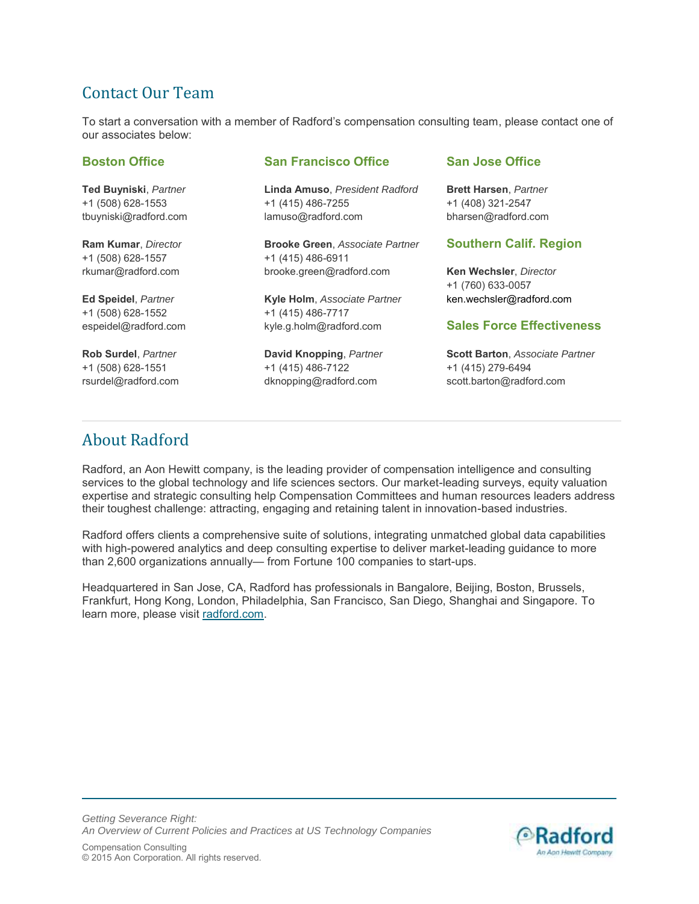## Contact Our Team

To start a conversation with a member of Radford's compensation consulting team, please contact one of our associates below:

### Boston Office

**Ted Buyniski**, *Partner*
+1 (508) 628-1553
tbuyniski@radford.com

**Ram Kumar**, *Director*
+1 (508) 628-1557
rkumar@radford.com

**Ed Speidel**, *Partner*
+1 (508) 628-1552
espeidel@radford.com

**Rob Surdel**, *Partner*
+1 (508) 628-1551
rsurdel@radford.com

### San Francisco Office

**Linda Amuso**, *President Radford*
+1 (415) 486-7255
lamuso@radford.com

**Brooke Green**, *Associate Partner*
+1 (415) 486-6911
brooke.green@radford.com

**Kyle Holm**, *Associate Partner*
+1 (415) 486-7717
kyle.g.holm@radford.com

**David Knopping**, *Partner*
+1 (415) 486-7122
dknopping@radford.com

### San Jose Office

**Brett Harsen**, *Partner*
+1 (408) 321-2547
bharsen@radford.com

### Southern Calif. Region

**Ken Wechsler**, *Director*
+1 (760) 633-0057
ken.wechsler@radford.com

### Sales Force Effectiveness

**Scott Barton**, *Associate Partner*
+1 (415) 279-6494
scott.barton@radford.com

## About Radford

Radford, an Aon Hewitt company, is the leading provider of compensation intelligence and consulting services to the global technology and life sciences sectors. Our market-leading surveys, equity valuation expertise and strategic consulting help Compensation Committees and human resources leaders address their toughest challenge: attracting, engaging and retaining talent in innovation-based industries.

Radford offers clients a comprehensive suite of solutions, integrating unmatched global data capabilities with high-powered analytics and deep consulting expertise to deliver market-leading guidance to more than 2,600 organizations annually— from Fortune 100 companies to start-ups.

Headquartered in San Jose, CA, Radford has professionals in Bangalore, Beijing, Boston, Brussels, Frankfurt, Hong Kong, London, Philadelphia, San Francisco, San Diego, Shanghai and Singapore. To learn more, please visit [radford.com](http://radford.com).